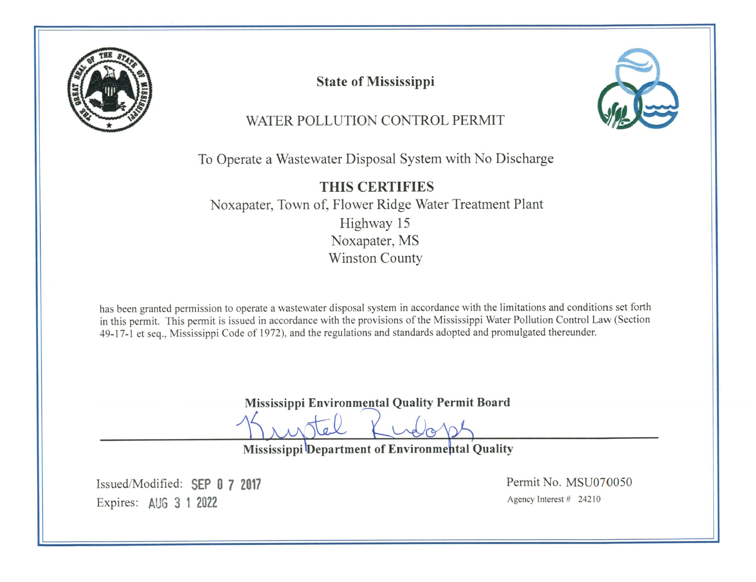# State of Mississippi

## WATER POLLUTION CONTROL PERMIT

To Operate a Wastewater Disposal System with No Discharge

**THIS CERTIFIES**

Noxapater, Town of, Flower Ridge Water Treatment Plant
Highway 15
Noxapater, MS
Winston County

has been granted permission to operate a wastewater disposal system in accordance with the limitations and conditions set forth in this permit. This permit is issued in accordance with the provisions of the Mississippi Water Pollution Control Law (Section 49-17-1 et seq., Mississippi Code of 1972), and the regulations and standards adopted and promulgated thereunder.

**Mississippi Environmental Quality Permit Board**

Krystal Rudolph

**Mississippi Department of Environmental Quality**

Issued/Modified: SEP 07 2017
Expires: AUG 31 2022

Permit No. MSU070050
Agency Interest # 24210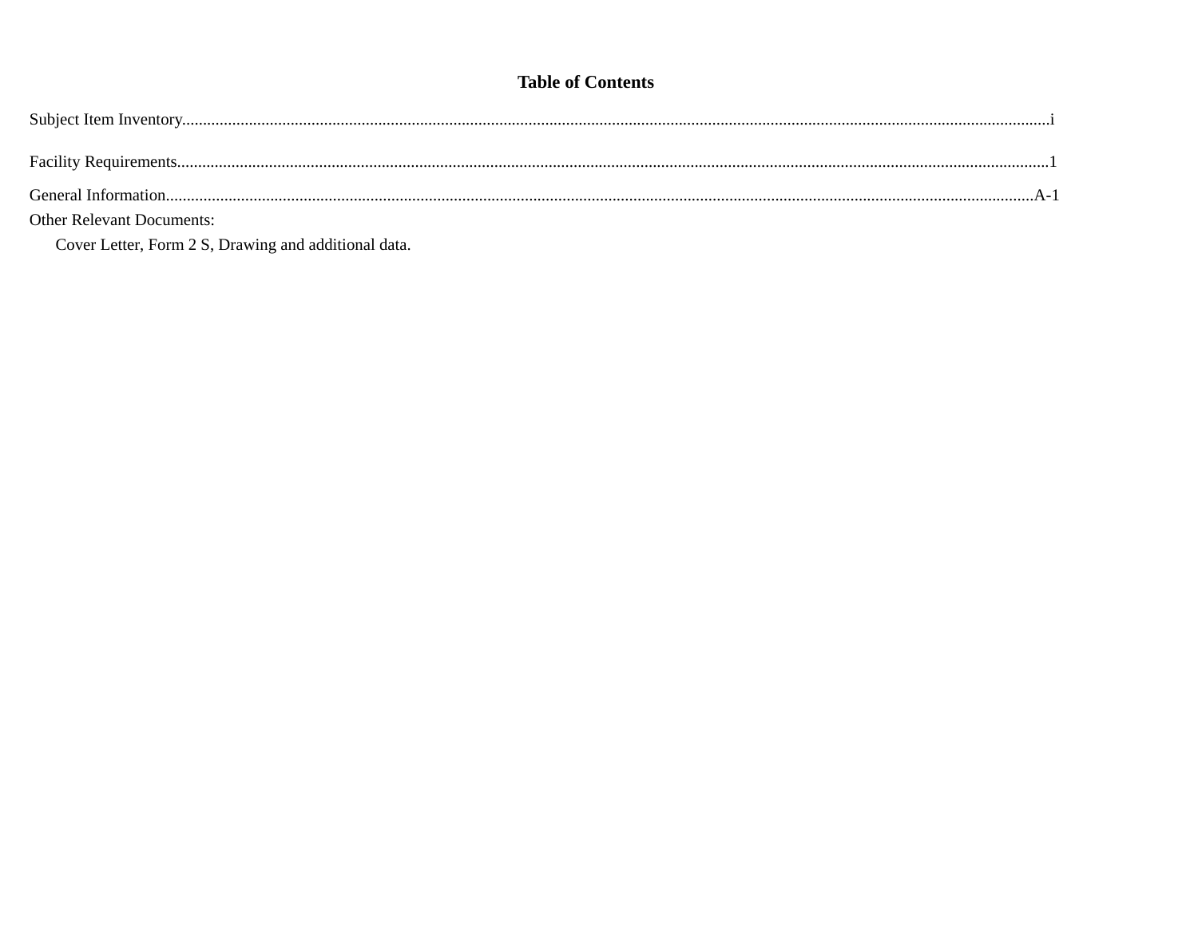# Table of Contents

Subject Item Inventory........................................................................................................................................................................................i

Facility Requirements........................................................................................................................................................................................1

General Information........................................................................................................................................................................................A-1

Other Relevant Documents:

Cover Letter, Form 2 S, Drawing and additional data.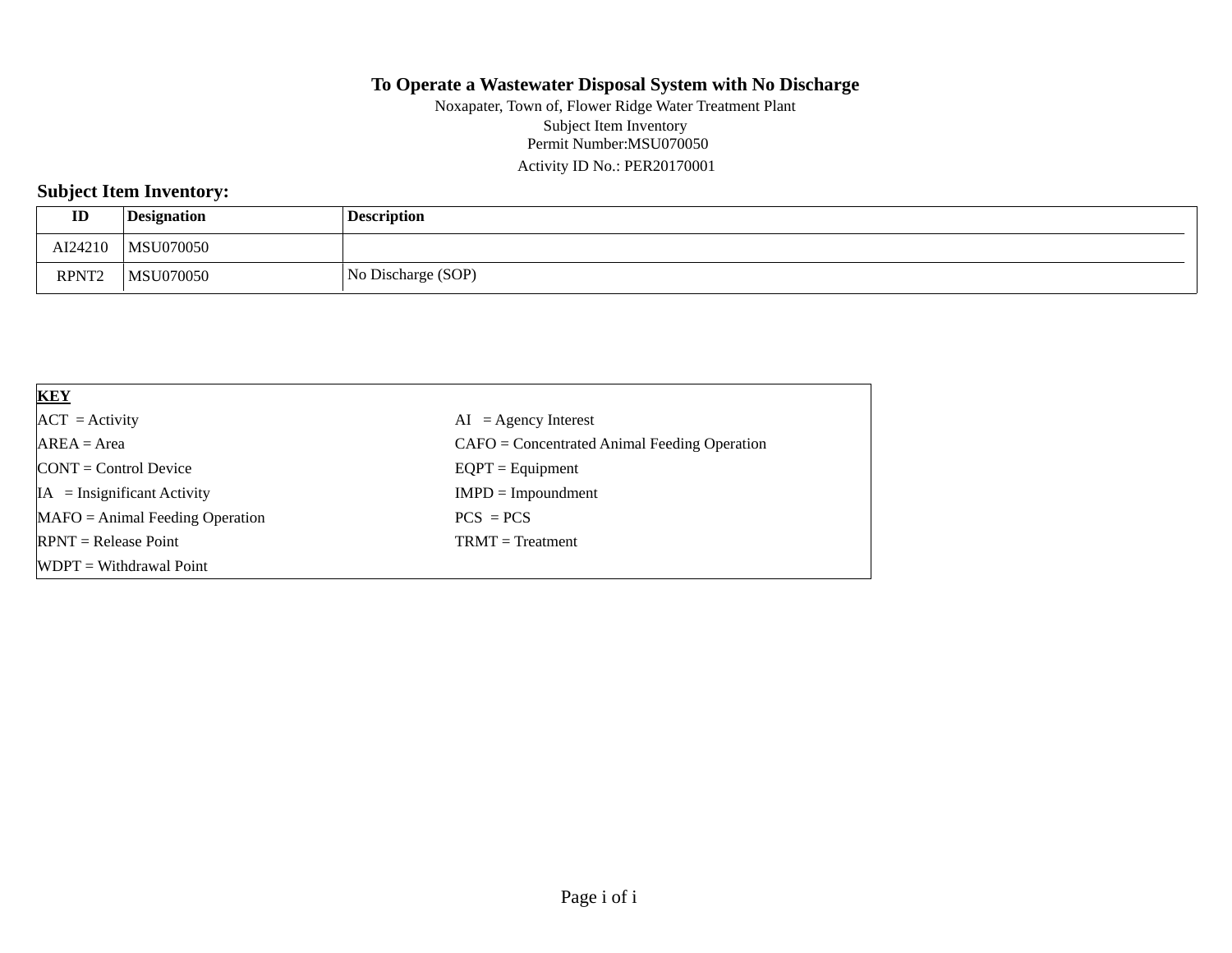# To Operate a Wastewater Disposal System with No Discharge

Noxapater, Town of, Flower Ridge Water Treatment Plant
Subject Item Inventory
Permit Number:MSU070050
Activity ID No.: PER20170001

## Subject Item Inventory:

| ID | Designation | Description |
|---|---|---|
| AI24210 | MSU070050 | |
| RPNT2 | MSU070050 | No Discharge (SOP) |

| KEY | |
|---|---|
| ACT = Activity | AI = Agency Interest |
| AREA = Area | CAFO = Concentrated Animal Feeding Operation |
| CONT = Control Device | EQPT = Equipment |
| IA = Insignificant Activity | IMPD = Impoundment |
| MAFO = Animal Feeding Operation | PCS = PCS |
| RPNT = Release Point | TRMT = Treatment |
| WDPT = Withdrawal Point | |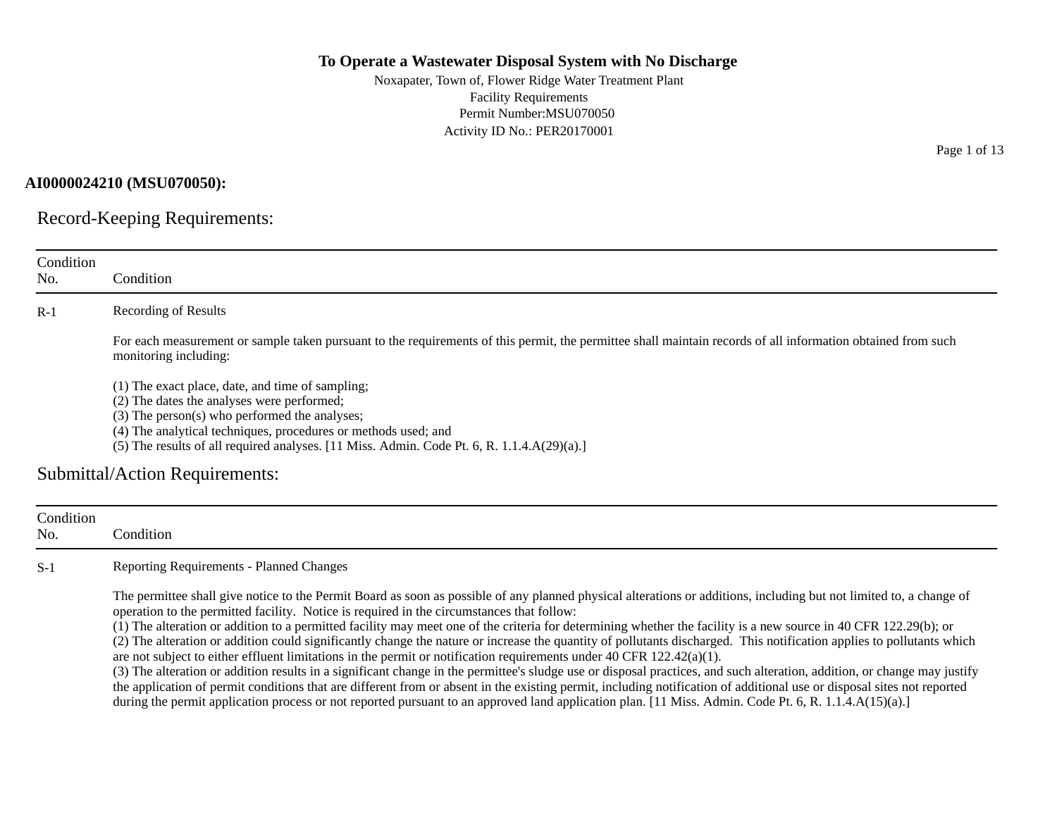**To Operate a Wastewater Disposal System with No Discharge**

Noxapater, Town of, Flower Ridge Water Treatment Plant
Facility Requirements
Permit Number:MSU070050
Activity ID No.: PER20170001

**AI0000024210 (MSU070050):**

## Record-Keeping Requirements:

| Condition No. | Condition |
|---|---|
| R-1 | Recording of Results<br><br>For each measurement or sample taken pursuant to the requirements of this permit, the permittee shall maintain records of all information obtained from such monitoring including:<br><br>(1) The exact place, date, and time of sampling;<br>(2) The dates the analyses were performed;<br>(3) The person(s) who performed the analyses;<br>(4) The analytical techniques, procedures or methods used; and<br>(5) The results of all required analyses. [11 Miss. Admin. Code Pt. 6, R. 1.1.4.A(29)(a).] |

## Submittal/Action Requirements:

| Condition No. | Condition |
|---|---|
| S-1 | Reporting Requirements - Planned Changes<br><br>The permittee shall give notice to the Permit Board as soon as possible of any planned physical alterations or additions, including but not limited to, a change of operation to the permitted facility. Notice is required in the circumstances that follow:<br>(1) The alteration or addition to a permitted facility may meet one of the criteria for determining whether the facility is a new source in 40 CFR 122.29(b); or<br>(2) The alteration or addition could significantly change the nature or increase the quantity of pollutants discharged. This notification applies to pollutants which are not subject to either effluent limitations in the permit or notification requirements under 40 CFR 122.42(a)(1).<br>(3) The alteration or addition results in a significant change in the permittee's sludge use or disposal practices, and such alteration, addition, or change may justify the application of permit conditions that are different from or absent in the existing permit, including notification of additional use or disposal sites not reported during the permit application process or not reported pursuant to an approved land application plan. [11 Miss. Admin. Code Pt. 6, R. 1.1.4.A(15)(a).] |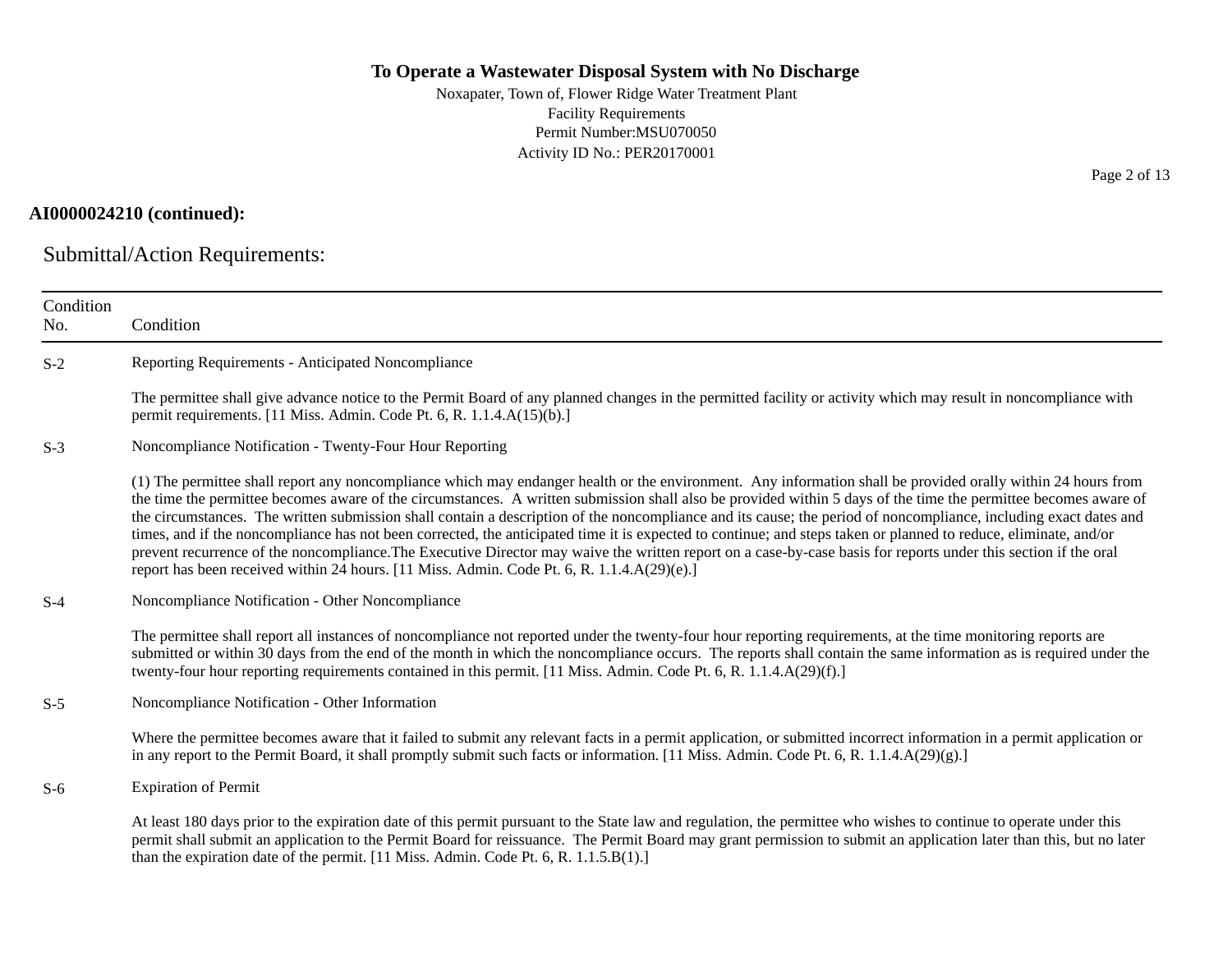**AI0000024210 (continued):**

## Submittal/Action Requirements:

| Condition No. | Condition |
|---|---|
| S-2 | Reporting Requirements - Anticipated Noncompliance<br><br>The permittee shall give advance notice to the Permit Board of any planned changes in the permitted facility or activity which may result in noncompliance with permit requirements. [11 Miss. Admin. Code Pt. 6, R. 1.1.4.A(15)(b).] |
| S-3 | Noncompliance Notification - Twenty-Four Hour Reporting<br><br>(1) The permittee shall report any noncompliance which may endanger health or the environment. Any information shall be provided orally within 24 hours from the time the permittee becomes aware of the circumstances. A written submission shall also be provided within 5 days of the time the permittee becomes aware of the circumstances. The written submission shall contain a description of the noncompliance and its cause; the period of noncompliance, including exact dates and times, and if the noncompliance has not been corrected, the anticipated time it is expected to continue; and steps taken or planned to reduce, eliminate, and/or prevent recurrence of the noncompliance.The Executive Director may waive the written report on a case-by-case basis for reports under this section if the oral report has been received within 24 hours. [11 Miss. Admin. Code Pt. 6, R. 1.1.4.A(29)(e).] |
| S-4 | Noncompliance Notification - Other Noncompliance<br><br>The permittee shall report all instances of noncompliance not reported under the twenty-four hour reporting requirements, at the time monitoring reports are submitted or within 30 days from the end of the month in which the noncompliance occurs. The reports shall contain the same information as is required under the twenty-four hour reporting requirements contained in this permit. [11 Miss. Admin. Code Pt. 6, R. 1.1.4.A(29)(f).] |
| S-5 | Noncompliance Notification - Other Information<br><br>Where the permittee becomes aware that it failed to submit any relevant facts in a permit application, or submitted incorrect information in a permit application or in any report to the Permit Board, it shall promptly submit such facts or information. [11 Miss. Admin. Code Pt. 6, R. 1.1.4.A(29)(g).] |
| S-6 | Expiration of Permit<br><br>At least 180 days prior to the expiration date of this permit pursuant to the State law and regulation, the permittee who wishes to continue to operate under this permit shall submit an application to the Permit Board for reissuance. The Permit Board may grant permission to submit an application later than this, but no later than the expiration date of the permit. [11 Miss. Admin. Code Pt. 6, R. 1.1.5.B(1).] |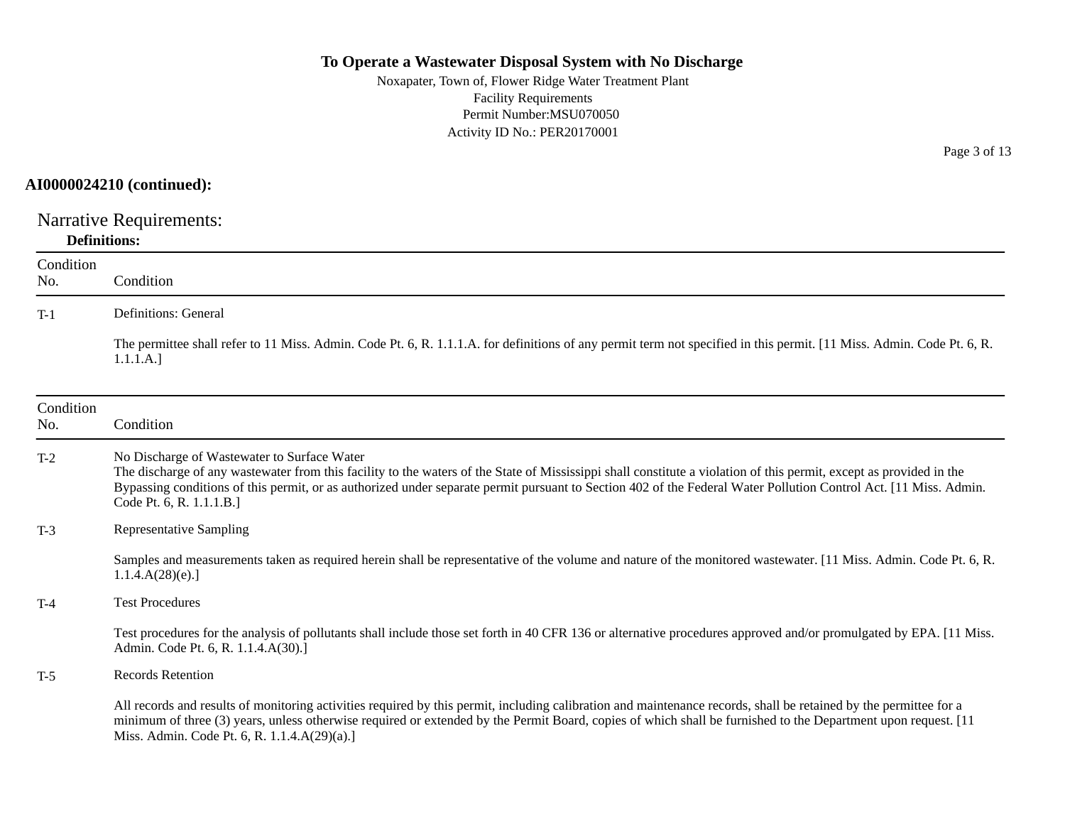**AI0000024210 (continued):**

## Narrative Requirements:

**Definitions:**

| Condition No. | Condition |
|---|---|
| T-1 | Definitions: General<br><br>The permittee shall refer to 11 Miss. Admin. Code Pt. 6, R. 1.1.1.A. for definitions of any permit term not specified in this permit. [11 Miss. Admin. Code Pt. 6, R. 1.1.1.A.] |

| Condition No. | Condition |
|---|---|
| T-2 | No Discharge of Wastewater to Surface Water<br>The discharge of any wastewater from this facility to the waters of the State of Mississippi shall constitute a violation of this permit, except as provided in the Bypassing conditions of this permit, or as authorized under separate permit pursuant to Section 402 of the Federal Water Pollution Control Act. [11 Miss. Admin. Code Pt. 6, R. 1.1.1.B.] |
| T-3 | Representative Sampling<br><br>Samples and measurements taken as required herein shall be representative of the volume and nature of the monitored wastewater. [11 Miss. Admin. Code Pt. 6, R. 1.1.4.A(28)(e).] |
| T-4 | Test Procedures<br><br>Test procedures for the analysis of pollutants shall include those set forth in 40 CFR 136 or alternative procedures approved and/or promulgated by EPA. [11 Miss. Admin. Code Pt. 6, R. 1.1.4.A(30).] |
| T-5 | Records Retention<br><br>All records and results of monitoring activities required by this permit, including calibration and maintenance records, shall be retained by the permittee for a minimum of three (3) years, unless otherwise required or extended by the Permit Board, copies of which shall be furnished to the Department upon request. [11 Miss. Admin. Code Pt. 6, R. 1.1.4.A(29)(a).] |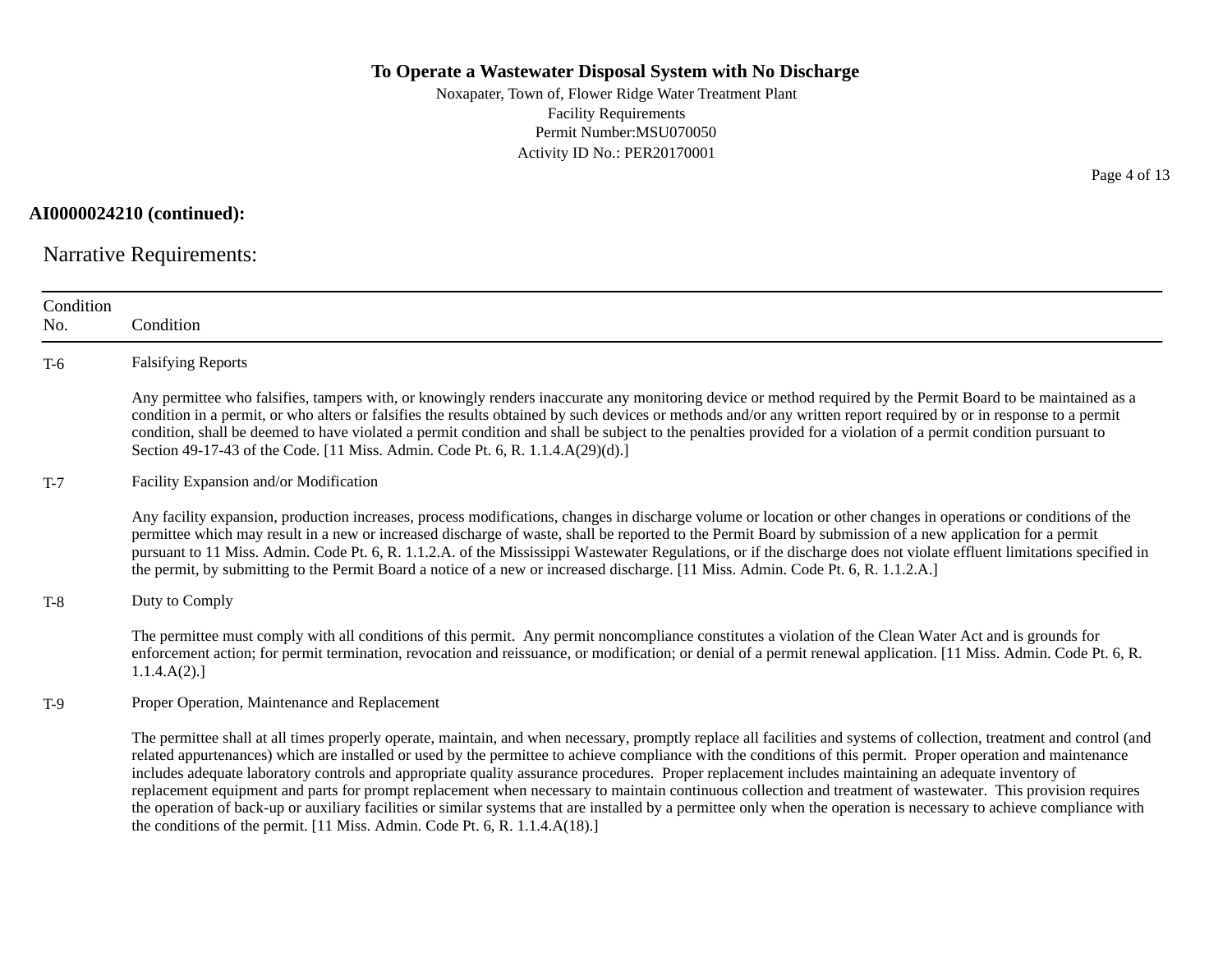**AI0000024210 (continued):**

## Narrative Requirements:

| Condition No. | Condition |
|---|---|
| T-6 | Falsifying Reports<br><br>Any permittee who falsifies, tampers with, or knowingly renders inaccurate any monitoring device or method required by the Permit Board to be maintained as a condition in a permit, or who alters or falsifies the results obtained by such devices or methods and/or any written report required by or in response to a permit condition, shall be deemed to have violated a permit condition and shall be subject to the penalties provided for a violation of a permit condition pursuant to Section 49-17-43 of the Code. [11 Miss. Admin. Code Pt. 6, R. 1.1.4.A(29)(d).] |
| T-7 | Facility Expansion and/or Modification<br><br>Any facility expansion, production increases, process modifications, changes in discharge volume or location or other changes in operations or conditions of the permittee which may result in a new or increased discharge of waste, shall be reported to the Permit Board by submission of a new application for a permit pursuant to 11 Miss. Admin. Code Pt. 6, R. 1.1.2.A. of the Mississippi Wastewater Regulations, or if the discharge does not violate effluent limitations specified in the permit, by submitting to the Permit Board a notice of a new or increased discharge. [11 Miss. Admin. Code Pt. 6, R. 1.1.2.A.] |
| T-8 | Duty to Comply<br><br>The permittee must comply with all conditions of this permit. Any permit noncompliance constitutes a violation of the Clean Water Act and is grounds for enforcement action; for permit termination, revocation and reissuance, or modification; or denial of a permit renewal application. [11 Miss. Admin. Code Pt. 6, R. 1.1.4.A(2).] |
| T-9 | Proper Operation, Maintenance and Replacement<br><br>The permittee shall at all times properly operate, maintain, and when necessary, promptly replace all facilities and systems of collection, treatment and control (and related appurtenances) which are installed or used by the permittee to achieve compliance with the conditions of this permit. Proper operation and maintenance includes adequate laboratory controls and appropriate quality assurance procedures. Proper replacement includes maintaining an adequate inventory of replacement equipment and parts for prompt replacement when necessary to maintain continuous collection and treatment of wastewater. This provision requires the operation of back-up or auxiliary facilities or similar systems that are installed by a permittee only when the operation is necessary to achieve compliance with the conditions of the permit. [11 Miss. Admin. Code Pt. 6, R. 1.1.4.A(18).] |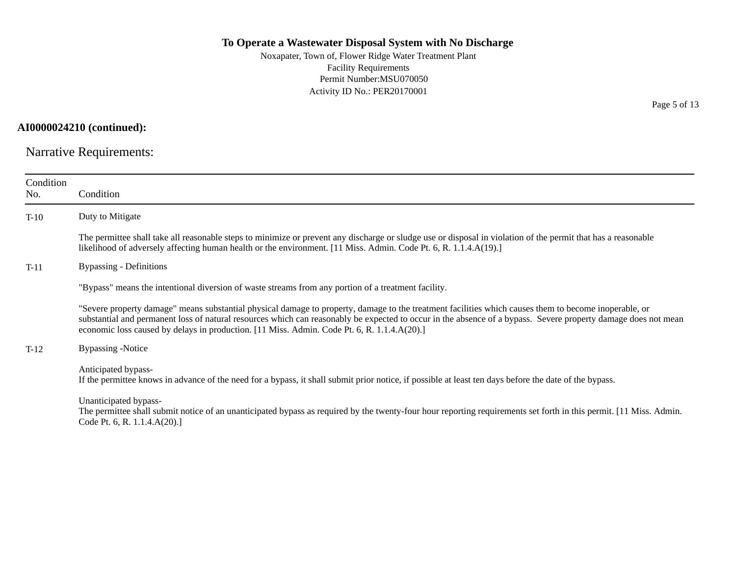**AI0000024210 (continued):**

## Narrative Requirements:

| Condition No. | Condition |
|---|---|
| T-10 | Duty to Mitigate<br><br>The permittee shall take all reasonable steps to minimize or prevent any discharge or sludge use or disposal in violation of the permit that has a reasonable likelihood of adversely affecting human health or the environment. [11 Miss. Admin. Code Pt. 6, R. 1.1.4.A(19).] |
| T-11 | Bypassing - Definitions<br><br>"Bypass" means the intentional diversion of waste streams from any portion of a treatment facility.<br><br>"Severe property damage" means substantial physical damage to property, damage to the treatment facilities which causes them to become inoperable, or substantial and permanent loss of natural resources which can reasonably be expected to occur in the absence of a bypass.  Severe property damage does not mean economic loss caused by delays in production. [11 Miss. Admin. Code Pt. 6, R. 1.1.4.A(20).] |
| T-12 | Bypassing -Notice<br><br>Anticipated bypass-<br>If the permittee knows in advance of the need for a bypass, it shall submit prior notice, if possible at least ten days before the date of the bypass.<br><br>Unanticipated bypass-<br>The permittee shall submit notice of an unanticipated bypass as required by the twenty-four hour reporting requirements set forth in this permit. [11 Miss. Admin. Code Pt. 6, R. 1.1.4.A(20).] |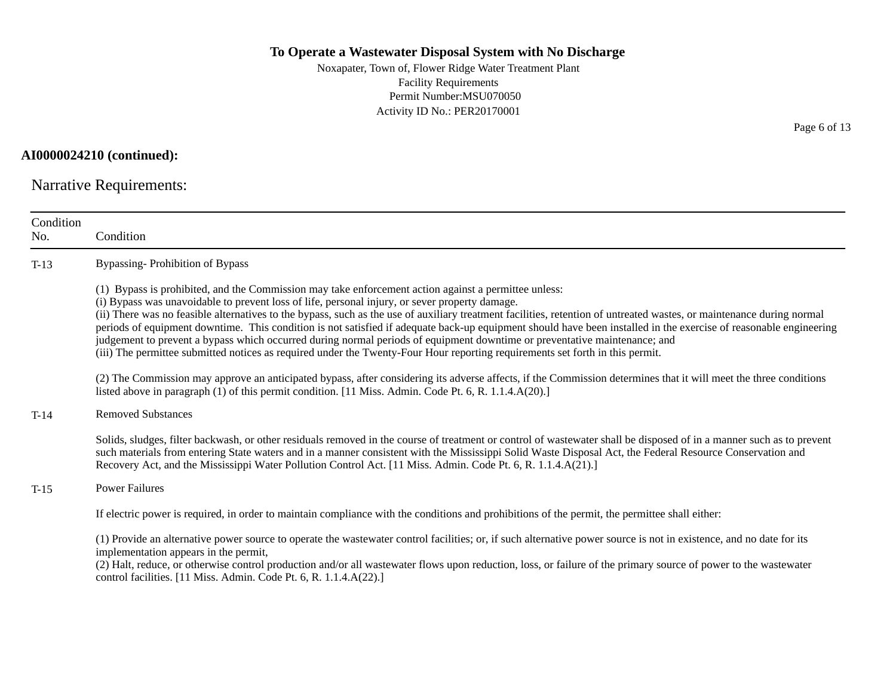**AI0000024210 (continued):**

## Narrative Requirements:

| Condition No. | Condition |
|---|---|
| T-13 | Bypassing- Prohibition of Bypass<br><br>(1) Bypass is prohibited, and the Commission may take enforcement action against a permittee unless:<br>(i) Bypass was unavoidable to prevent loss of life, personal injury, or sever property damage.<br>(ii) There was no feasible alternatives to the bypass, such as the use of auxiliary treatment facilities, retention of untreated wastes, or maintenance during normal periods of equipment downtime. This condition is not satisfied if adequate back-up equipment should have been installed in the exercise of reasonable engineering judgement to prevent a bypass which occurred during normal periods of equipment downtime or preventative maintenance; and<br>(iii) The permittee submitted notices as required under the Twenty-Four Hour reporting requirements set forth in this permit.<br><br>(2) The Commission may approve an anticipated bypass, after considering its adverse affects, if the Commission determines that it will meet the three conditions listed above in paragraph (1) of this permit condition. [11 Miss. Admin. Code Pt. 6, R. 1.1.4.A(20).] |
| T-14 | Removed Substances<br><br>Solids, sludges, filter backwash, or other residuals removed in the course of treatment or control of wastewater shall be disposed of in a manner such as to prevent such materials from entering State waters and in a manner consistent with the Mississippi Solid Waste Disposal Act, the Federal Resource Conservation and Recovery Act, and the Mississippi Water Pollution Control Act. [11 Miss. Admin. Code Pt. 6, R. 1.1.4.A(21).] |
| T-15 | Power Failures<br><br>If electric power is required, in order to maintain compliance with the conditions and prohibitions of the permit, the permittee shall either:<br><br>(1) Provide an alternative power source to operate the wastewater control facilities; or, if such alternative power source is not in existence, and no date for its implementation appears in the permit,<br>(2) Halt, reduce, or otherwise control production and/or all wastewater flows upon reduction, loss, or failure of the primary source of power to the wastewater control facilities. [11 Miss. Admin. Code Pt. 6, R. 1.1.4.A(22).] |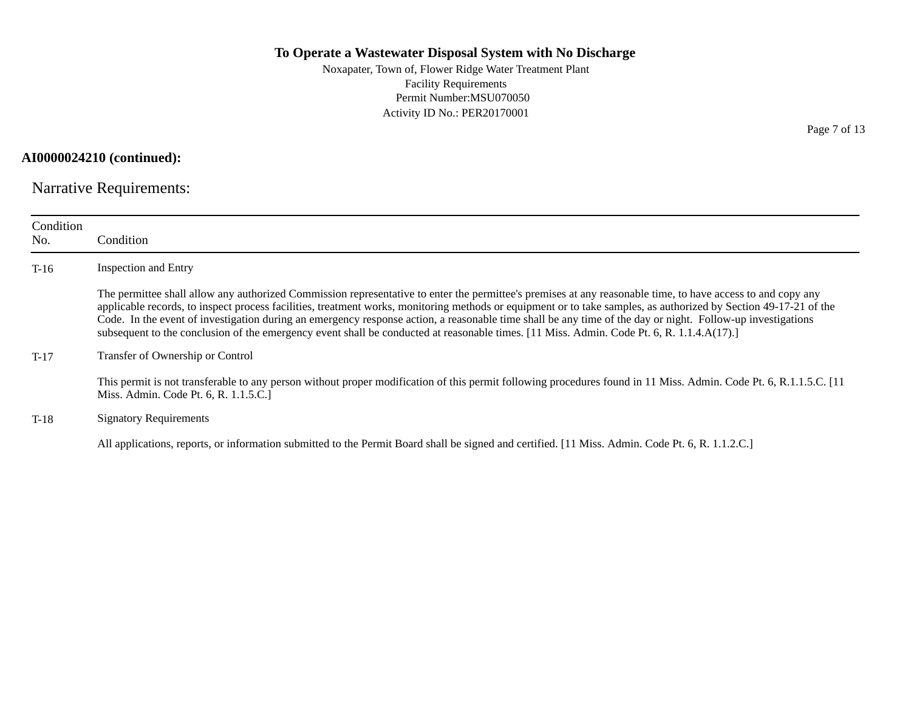**AI0000024210 (continued):**

## Narrative Requirements:

| Condition No. | Condition |
|---|---|
| T-16 | Inspection and Entry<br><br>The permittee shall allow any authorized Commission representative to enter the permittee's premises at any reasonable time, to have access to and copy any applicable records, to inspect process facilities, treatment works, monitoring methods or equipment or to take samples, as authorized by Section 49-17-21 of the Code. In the event of investigation during an emergency response action, a reasonable time shall be any time of the day or night. Follow-up investigations subsequent to the conclusion of the emergency event shall be conducted at reasonable times. [11 Miss. Admin. Code Pt. 6, R. 1.1.4.A(17).] |
| T-17 | Transfer of Ownership or Control<br><br>This permit is not transferable to any person without proper modification of this permit following procedures found in 11 Miss. Admin. Code Pt. 6, R.1.1.5.C. [11 Miss. Admin. Code Pt. 6, R. 1.1.5.C.] |
| T-18 | Signatory Requirements<br><br>All applications, reports, or information submitted to the Permit Board shall be signed and certified. [11 Miss. Admin. Code Pt. 6, R. 1.1.2.C.] |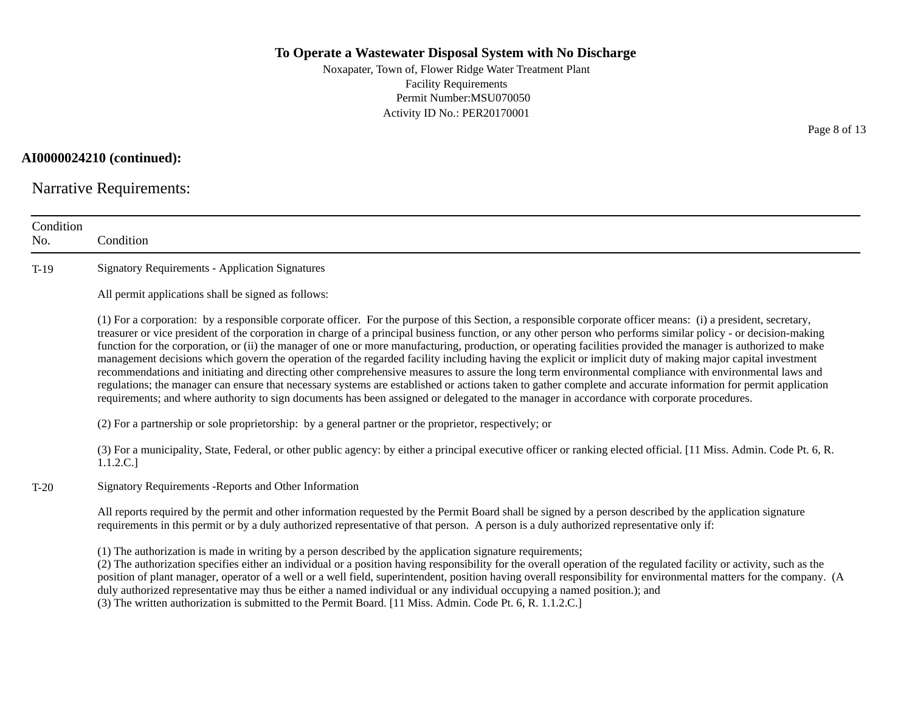**AI0000024210 (continued):**

## Narrative Requirements:

| Condition No. | Condition |
|---|---|
| T-19 | Signatory Requirements - Application Signatures<br><br>All permit applications shall be signed as follows:<br><br>(1) For a corporation: by a responsible corporate officer. For the purpose of this Section, a responsible corporate officer means: (i) a president, secretary, treasurer or vice president of the corporation in charge of a principal business function, or any other person who performs similar policy - or decision-making function for the corporation, or (ii) the manager of one or more manufacturing, production, or operating facilities provided the manager is authorized to make management decisions which govern the operation of the regarded facility including having the explicit or implicit duty of making major capital investment recommendations and initiating and directing other comprehensive measures to assure the long term environmental compliance with environmental laws and regulations; the manager can ensure that necessary systems are established or actions taken to gather complete and accurate information for permit application requirements; and where authority to sign documents has been assigned or delegated to the manager in accordance with corporate procedures.<br><br>(2) For a partnership or sole proprietorship: by a general partner or the proprietor, respectively; or<br><br>(3) For a municipality, State, Federal, or other public agency: by either a principal executive officer or ranking elected official. [11 Miss. Admin. Code Pt. 6, R. 1.1.2.C.] |
| T-20 | Signatory Requirements -Reports and Other Information<br><br>All reports required by the permit and other information requested by the Permit Board shall be signed by a person described by the application signature requirements in this permit or by a duly authorized representative of that person. A person is a duly authorized representative only if:<br><br>(1) The authorization is made in writing by a person described by the application signature requirements;<br>(2) The authorization specifies either an individual or a position having responsibility for the overall operation of the regulated facility or activity, such as the position of plant manager, operator of a well or a well field, superintendent, position having overall responsibility for environmental matters for the company. (A duly authorized representative may thus be either a named individual or any individual occupying a named position.); and<br>(3) The written authorization is submitted to the Permit Board. [11 Miss. Admin. Code Pt. 6, R. 1.1.2.C.] |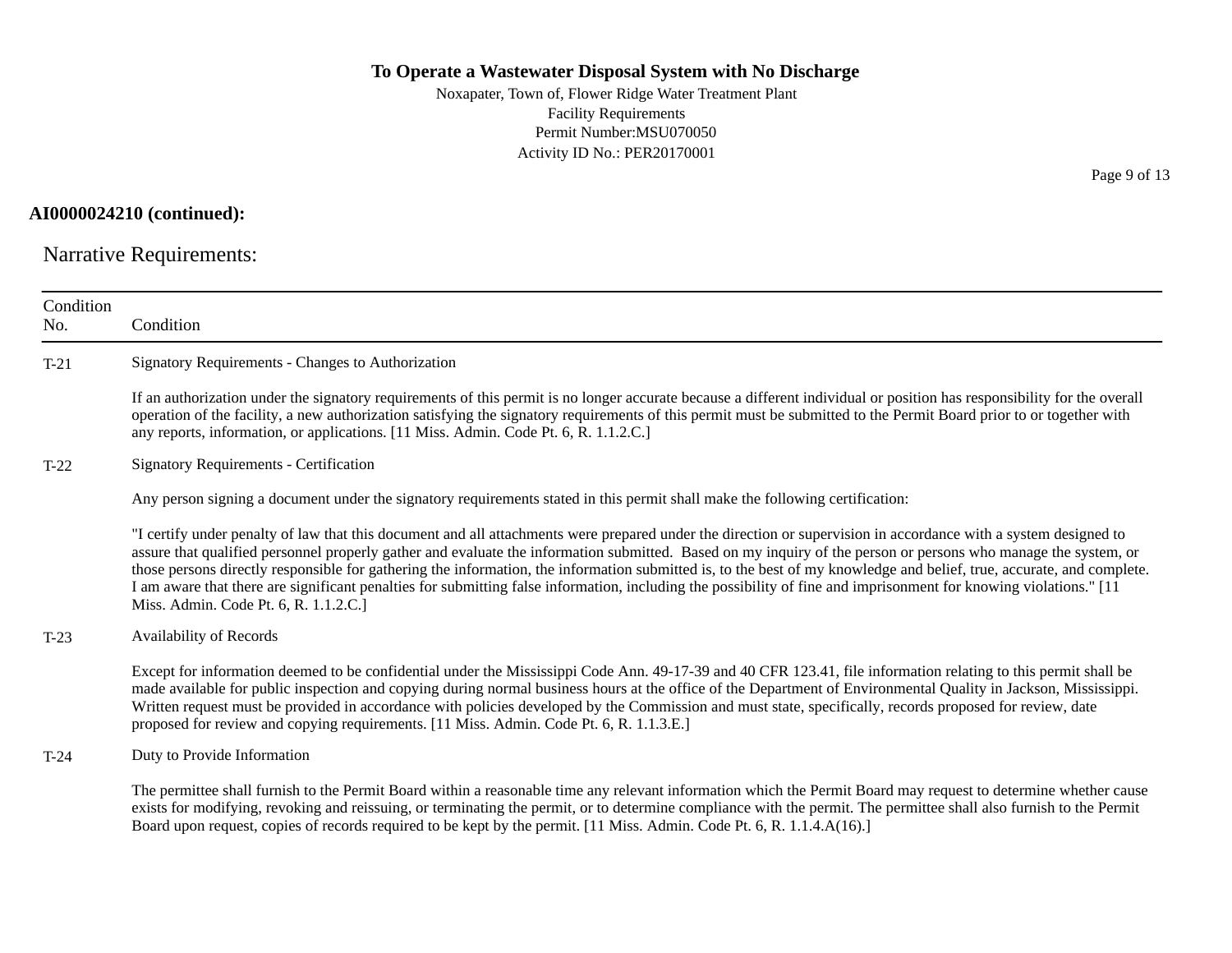**AI0000024210 (continued):**

## Narrative Requirements:

| Condition No. | Condition |
|---|---|
| T-21 | Signatory Requirements - Changes to Authorization<br><br>If an authorization under the signatory requirements of this permit is no longer accurate because a different individual or position has responsibility for the overall operation of the facility, a new authorization satisfying the signatory requirements of this permit must be submitted to the Permit Board prior to or together with any reports, information, or applications. [11 Miss. Admin. Code Pt. 6, R. 1.1.2.C.] |
| T-22 | Signatory Requirements - Certification<br><br>Any person signing a document under the signatory requirements stated in this permit shall make the following certification:<br><br>"I certify under penalty of law that this document and all attachments were prepared under the direction or supervision in accordance with a system designed to assure that qualified personnel properly gather and evaluate the information submitted. Based on my inquiry of the person or persons who manage the system, or those persons directly responsible for gathering the information, the information submitted is, to the best of my knowledge and belief, true, accurate, and complete. I am aware that there are significant penalties for submitting false information, including the possibility of fine and imprisonment for knowing violations." [11 Miss. Admin. Code Pt. 6, R. 1.1.2.C.] |
| T-23 | Availability of Records<br><br>Except for information deemed to be confidential under the Mississippi Code Ann. 49-17-39 and 40 CFR 123.41, file information relating to this permit shall be made available for public inspection and copying during normal business hours at the office of the Department of Environmental Quality in Jackson, Mississippi. Written request must be provided in accordance with policies developed by the Commission and must state, specifically, records proposed for review, date proposed for review and copying requirements. [11 Miss. Admin. Code Pt. 6, R. 1.1.3.E.] |
| T-24 | Duty to Provide Information<br><br>The permittee shall furnish to the Permit Board within a reasonable time any relevant information which the Permit Board may request to determine whether cause exists for modifying, revoking and reissuing, or terminating the permit, or to determine compliance with the permit. The permittee shall also furnish to the Permit Board upon request, copies of records required to be kept by the permit. [11 Miss. Admin. Code Pt. 6, R. 1.1.4.A(16).] |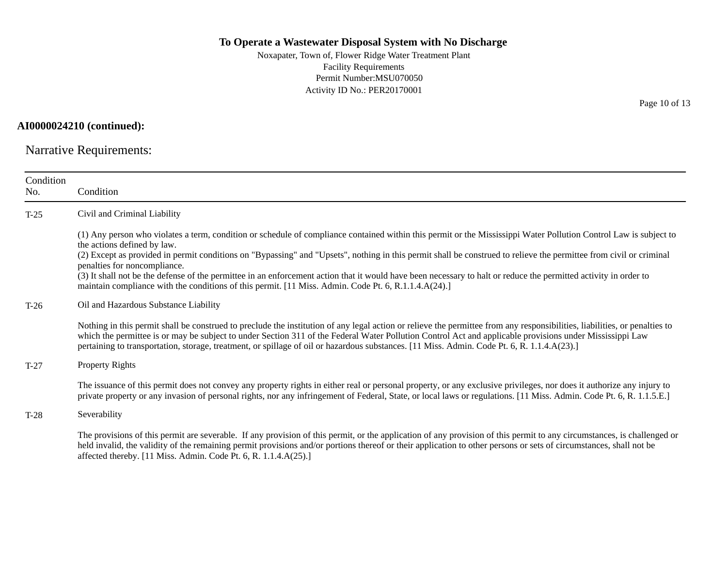**AI0000024210 (continued):**

## Narrative Requirements:

| Condition No. | Condition |
|---|---|
| T-25 | Civil and Criminal Liability<br><br>(1) Any person who violates a term, condition or schedule of compliance contained within this permit or the Mississippi Water Pollution Control Law is subject to the actions defined by law.<br>(2) Except as provided in permit conditions on "Bypassing" and "Upsets", nothing in this permit shall be construed to relieve the permittee from civil or criminal penalties for noncompliance.<br>(3) It shall not be the defense of the permittee in an enforcement action that it would have been necessary to halt or reduce the permitted activity in order to maintain compliance with the conditions of this permit. [11 Miss. Admin. Code Pt. 6, R.1.1.4.A(24).] |
| T-26 | Oil and Hazardous Substance Liability<br><br>Nothing in this permit shall be construed to preclude the institution of any legal action or relieve the permittee from any responsibilities, liabilities, or penalties to which the permittee is or may be subject to under Section 311 of the Federal Water Pollution Control Act and applicable provisions under Mississippi Law pertaining to transportation, storage, treatment, or spillage of oil or hazardous substances. [11 Miss. Admin. Code Pt. 6, R. 1.1.4.A(23).] |
| T-27 | Property Rights<br><br>The issuance of this permit does not convey any property rights in either real or personal property, or any exclusive privileges, nor does it authorize any injury to private property or any invasion of personal rights, nor any infringement of Federal, State, or local laws or regulations. [11 Miss. Admin. Code Pt. 6, R. 1.1.5.E.] |
| T-28 | Severability<br><br>The provisions of this permit are severable. If any provision of this permit, or the application of any provision of this permit to any circumstances, is challenged or held invalid, the validity of the remaining permit provisions and/or portions thereof or their application to other persons or sets of circumstances, shall not be affected thereby. [11 Miss. Admin. Code Pt. 6, R. 1.1.4.A(25).] |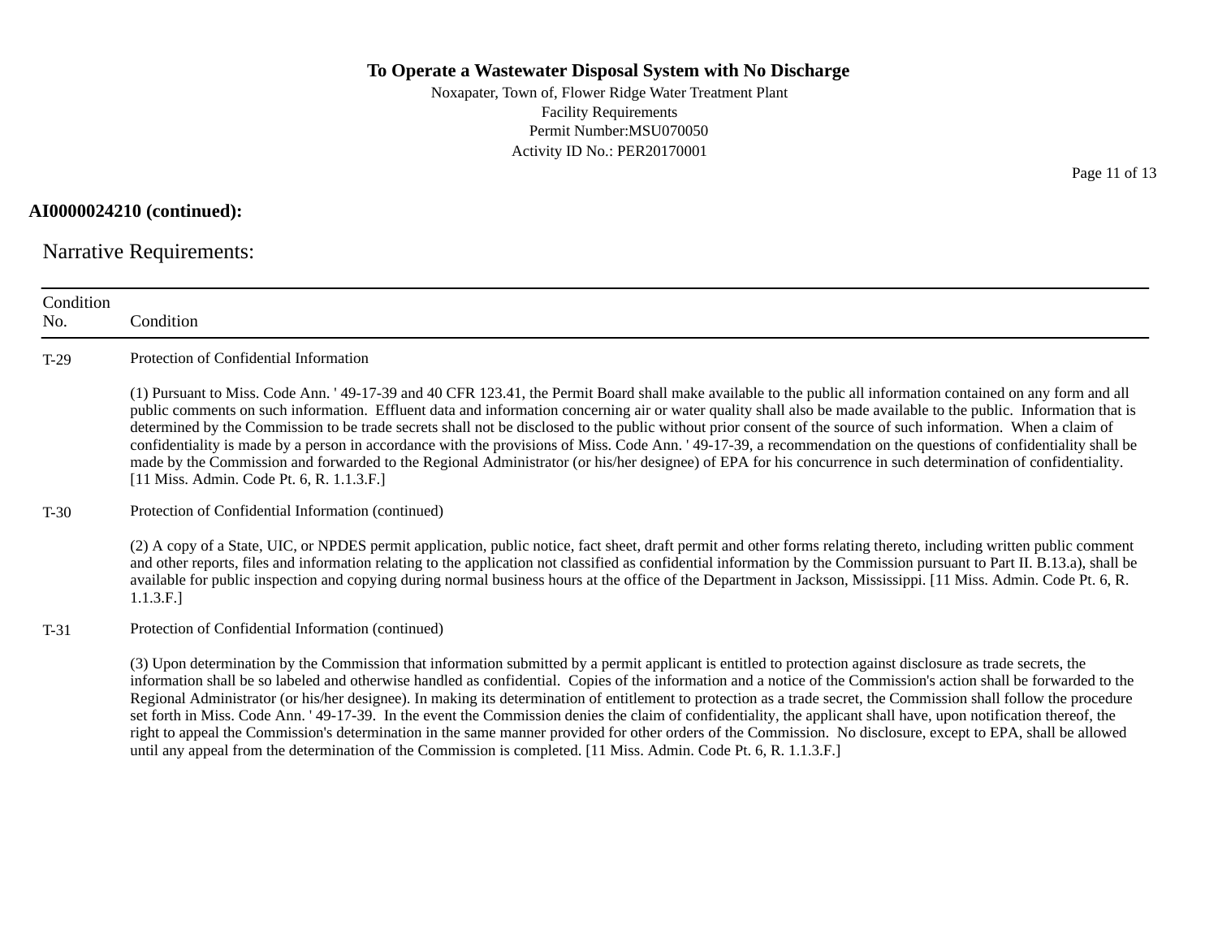**AI0000024210 (continued):**

## Narrative Requirements:

| Condition No. | Condition |
|---|---|
| T-29 | Protection of Confidential Information<br><br>(1) Pursuant to Miss. Code Ann. ' 49-17-39 and 40 CFR 123.41, the Permit Board shall make available to the public all information contained on any form and all public comments on such information. Effluent data and information concerning air or water quality shall also be made available to the public. Information that is determined by the Commission to be trade secrets shall not be disclosed to the public without prior consent of the source of such information. When a claim of confidentiality is made by a person in accordance with the provisions of Miss. Code Ann. ' 49-17-39, a recommendation on the questions of confidentiality shall be made by the Commission and forwarded to the Regional Administrator (or his/her designee) of EPA for his concurrence in such determination of confidentiality. [11 Miss. Admin. Code Pt. 6, R. 1.1.3.F.] |
| T-30 | Protection of Confidential Information (continued)<br><br>(2) A copy of a State, UIC, or NPDES permit application, public notice, fact sheet, draft permit and other forms relating thereto, including written public comment and other reports, files and information relating to the application not classified as confidential information by the Commission pursuant to Part II. B.13.a), shall be available for public inspection and copying during normal business hours at the office of the Department in Jackson, Mississippi. [11 Miss. Admin. Code Pt. 6, R. 1.1.3.F.] |
| T-31 | Protection of Confidential Information (continued)<br><br>(3) Upon determination by the Commission that information submitted by a permit applicant is entitled to protection against disclosure as trade secrets, the information shall be so labeled and otherwise handled as confidential. Copies of the information and a notice of the Commission's action shall be forwarded to the Regional Administrator (or his/her designee). In making its determination of entitlement to protection as a trade secret, the Commission shall follow the procedure set forth in Miss. Code Ann. ' 49-17-39. In the event the Commission denies the claim of confidentiality, the applicant shall have, upon notification thereof, the right to appeal the Commission's determination in the same manner provided for other orders of the Commission. No disclosure, except to EPA, shall be allowed until any appeal from the determination of the Commission is completed. [11 Miss. Admin. Code Pt. 6, R. 1.1.3.F.] |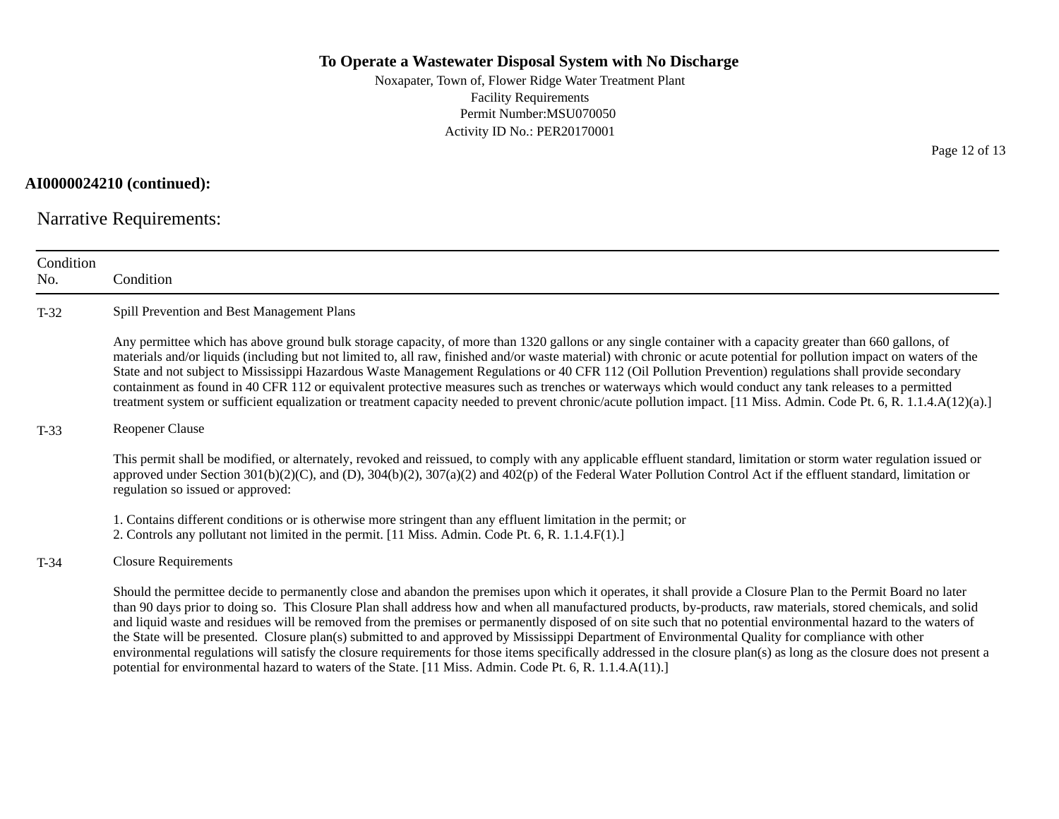**AI0000024210 (continued):**

## Narrative Requirements:

| Condition No. | Condition |
|---|---|
| T-32 | Spill Prevention and Best Management Plans<br><br>Any permittee which has above ground bulk storage capacity, of more than 1320 gallons or any single container with a capacity greater than 660 gallons, of materials and/or liquids (including but not limited to, all raw, finished and/or waste material) with chronic or acute potential for pollution impact on waters of the State and not subject to Mississippi Hazardous Waste Management Regulations or 40 CFR 112 (Oil Pollution Prevention) regulations shall provide secondary containment as found in 40 CFR 112 or equivalent protective measures such as trenches or waterways which would conduct any tank releases to a permitted treatment system or sufficient equalization or treatment capacity needed to prevent chronic/acute pollution impact. [11 Miss. Admin. Code Pt. 6, R. 1.1.4.A(12)(a).] |
| T-33 | Reopener Clause<br><br>This permit shall be modified, or alternately, revoked and reissued, to comply with any applicable effluent standard, limitation or storm water regulation issued or approved under Section 301(b)(2)(C), and (D), 304(b)(2), 307(a)(2) and 402(p) of the Federal Water Pollution Control Act if the effluent standard, limitation or regulation so issued or approved:<br><br>1. Contains different conditions or is otherwise more stringent than any effluent limitation in the permit; or<br>2. Controls any pollutant not limited in the permit. [11 Miss. Admin. Code Pt. 6, R. 1.1.4.F(1).] |
| T-34 | Closure Requirements<br><br>Should the permittee decide to permanently close and abandon the premises upon which it operates, it shall provide a Closure Plan to the Permit Board no later than 90 days prior to doing so. This Closure Plan shall address how and when all manufactured products, by-products, raw materials, stored chemicals, and solid and liquid waste and residues will be removed from the premises or permanently disposed of on site such that no potential environmental hazard to the waters of the State will be presented. Closure plan(s) submitted to and approved by Mississippi Department of Environmental Quality for compliance with other environmental regulations will satisfy the closure requirements for those items specifically addressed in the closure plan(s) as long as the closure does not present a potential for environmental hazard to waters of the State. [11 Miss. Admin. Code Pt. 6, R. 1.1.4.A(11).] |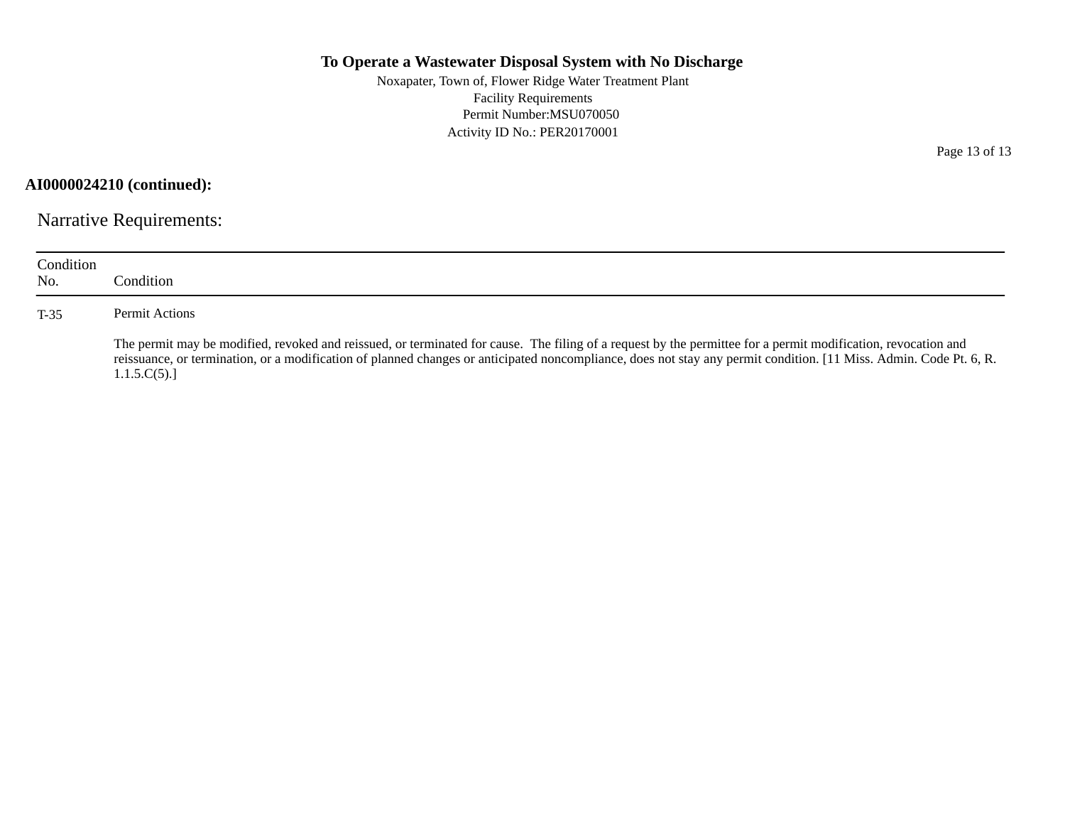**AI0000024210 (continued):**

## Narrative Requirements:

| Condition No. | Condition |
|---|---|
| T-35 | Permit Actions<br><br>The permit may be modified, revoked and reissued, or terminated for cause. The filing of a request by the permittee for a permit modification, revocation and reissuance, or termination, or a modification of planned changes or anticipated noncompliance, does not stay any permit condition. [11 Miss. Admin. Code Pt. 6, R. 1.1.5.C(5).] |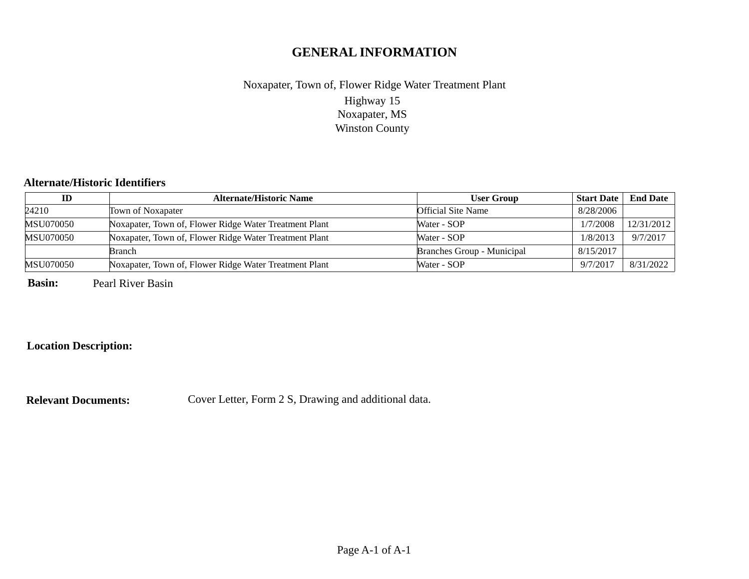# GENERAL INFORMATION

Noxapater, Town of, Flower Ridge Water Treatment Plant
Highway 15
Noxapater, MS
Winston County

### Alternate/Historic Identifiers

| ID | Alternate/Historic Name | User Group | Start Date | End Date |
|---|---|---|---|---|
| 24210 | Town of Noxapater | Official Site Name | 8/28/2006 | |
| MSU070050 | Noxapater, Town of, Flower Ridge Water Treatment Plant | Water - SOP | 1/7/2008 | 12/31/2012 |
| MSU070050 | Noxapater, Town of, Flower Ridge Water Treatment Plant | Water - SOP | 1/8/2013 | 9/7/2017 |
| | Branch | Branches Group - Municipal | 8/15/2017 | |
| MSU070050 | Noxapater, Town of, Flower Ridge Water Treatment Plant | Water - SOP | 9/7/2017 | 8/31/2022 |

**Basin:** Pearl River Basin

**Location Description:**

**Relevant Documents:** Cover Letter, Form 2 S, Drawing and additional data.